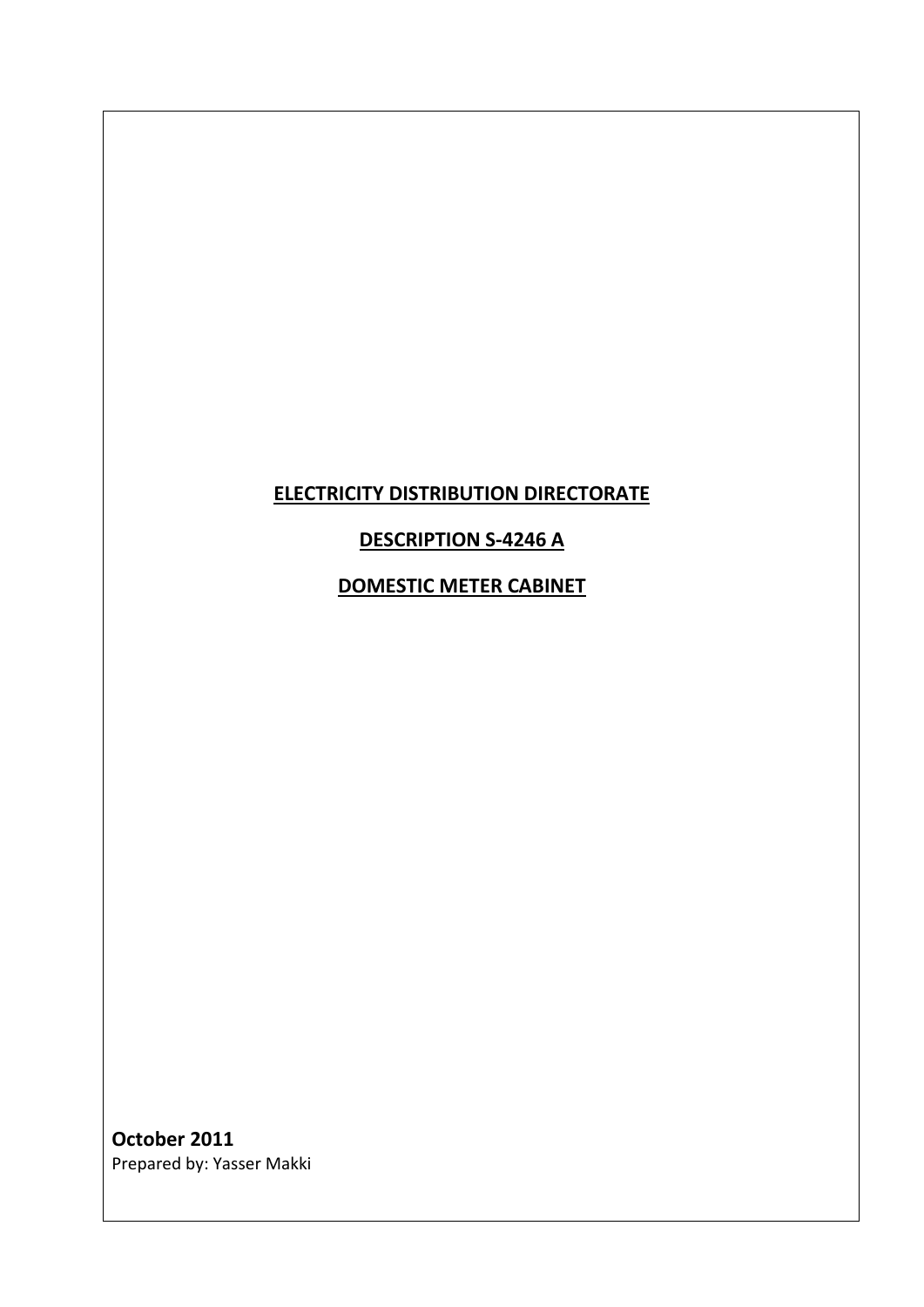# ELECTRICITY DISTRIBUTION DIRECTORATE

## DESCRIPTION S-4246 A

## DOMESTIC METER CABINET

**October 2011**
Prepared by: Yasser Makki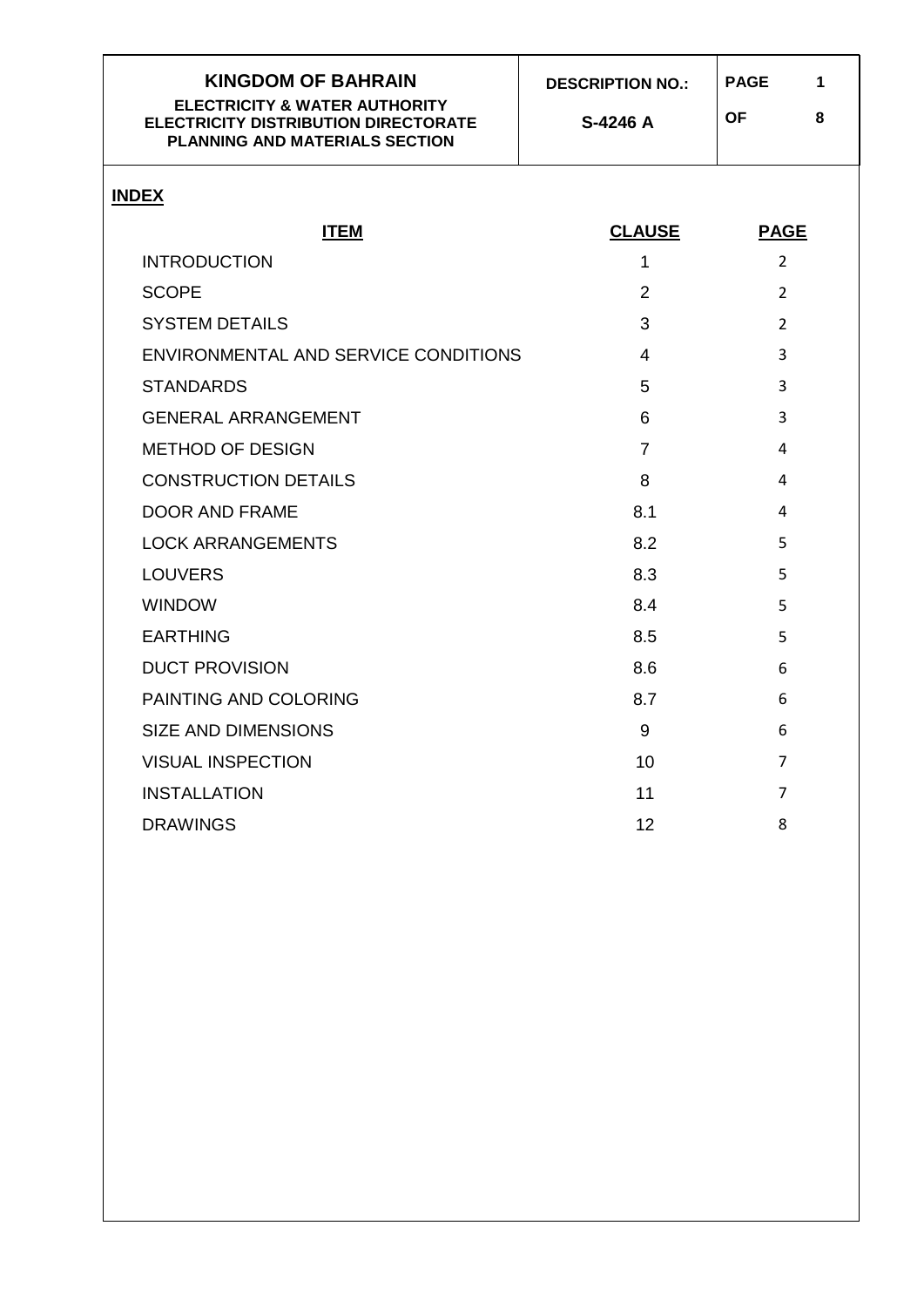## INDEX

| ITEM | CLAUSE | PAGE |
|---|---|---|
| INTRODUCTION | 1 | 2 |
| SCOPE | 2 | 2 |
| SYSTEM DETAILS | 3 | 2 |
| ENVIRONMENTAL AND SERVICE CONDITIONS | 4 | 3 |
| STANDARDS | 5 | 3 |
| GENERAL ARRANGEMENT | 6 | 3 |
| METHOD OF DESIGN | 7 | 4 |
| CONSTRUCTION DETAILS | 8 | 4 |
| DOOR AND FRAME | 8.1 | 4 |
| LOCK ARRANGEMENTS | 8.2 | 5 |
| LOUVERS | 8.3 | 5 |
| WINDOW | 8.4 | 5 |
| EARTHING | 8.5 | 5 |
| DUCT PROVISION | 8.6 | 6 |
| PAINTING AND COLORING | 8.7 | 6 |
| SIZE AND DIMENSIONS | 9 | 6 |
| VISUAL INSPECTION | 10 | 7 |
| INSTALLATION | 11 | 7 |
| DRAWINGS | 12 | 8 |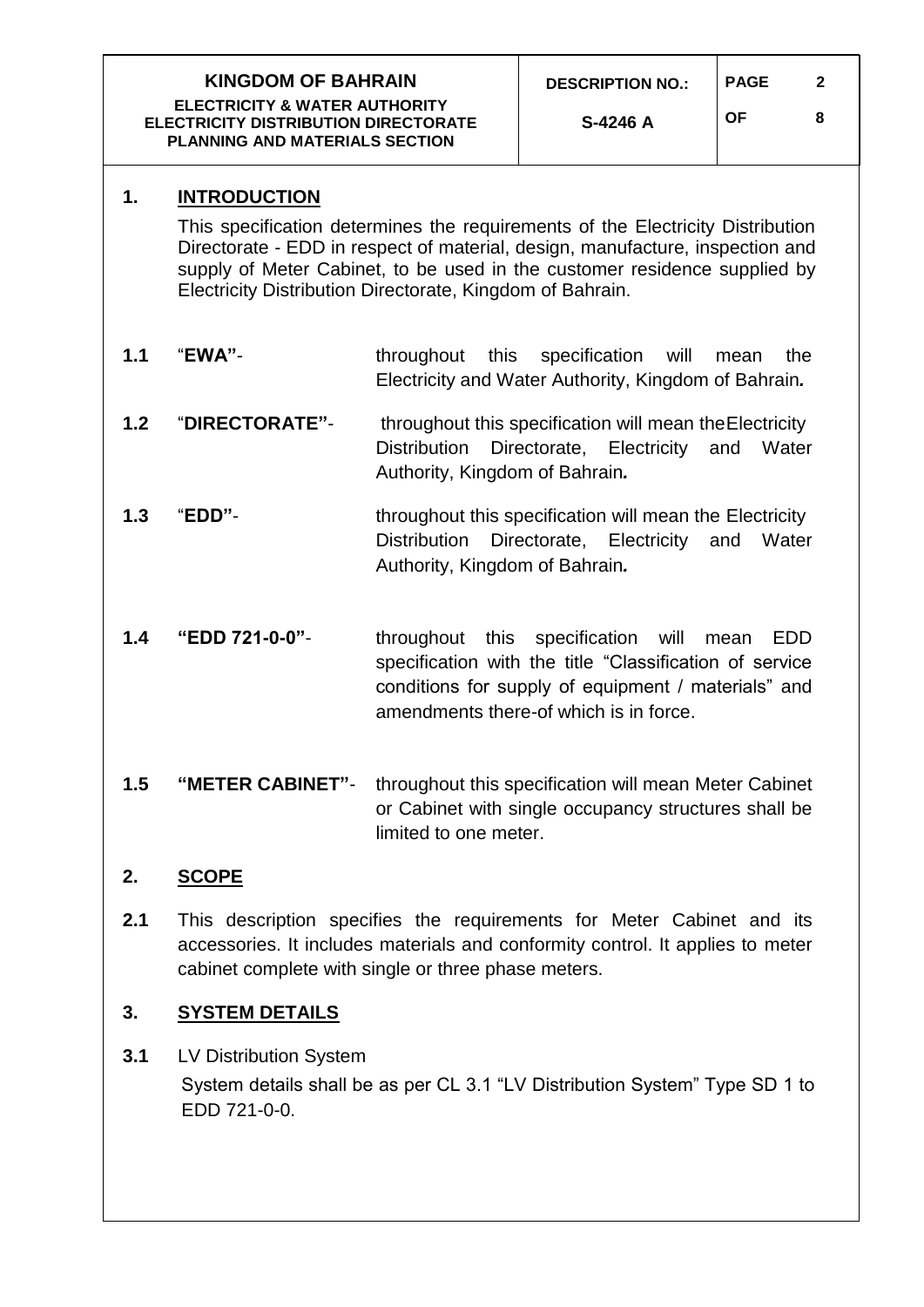## 1. INTRODUCTION

This specification determines the requirements of the Electricity Distribution Directorate - EDD in respect of material, design, manufacture, inspection and supply of Meter Cabinet, to be used in the customer residence supplied by Electricity Distribution Directorate, Kingdom of Bahrain.

**1.1** "**EWA"**- throughout this specification will mean the Electricity and Water Authority, Kingdom of Bahrain.

**1.2** "**DIRECTORATE"**- throughout this specification will mean the Electricity Distribution Directorate, Electricity and Water Authority, Kingdom of Bahrain.

**1.3** "**EDD"**- throughout this specification will mean the Electricity Distribution Directorate, Electricity and Water Authority, Kingdom of Bahrain.

**1.4** **"EDD 721-0-0"**- throughout this specification will mean EDD specification with the title "Classification of service conditions for supply of equipment / materials" and amendments there-of which is in force.

**1.5** **"METER CABINET"**- throughout this specification will mean Meter Cabinet or Cabinet with single occupancy structures shall be limited to one meter.

## 2. SCOPE

**2.1** This description specifies the requirements for Meter Cabinet and its accessories. It includes materials and conformity control. It applies to meter cabinet complete with single or three phase meters.

## 3. SYSTEM DETAILS

**3.1** LV Distribution System

System details shall be as per CL 3.1 "LV Distribution System" Type SD 1 to EDD 721-0-0.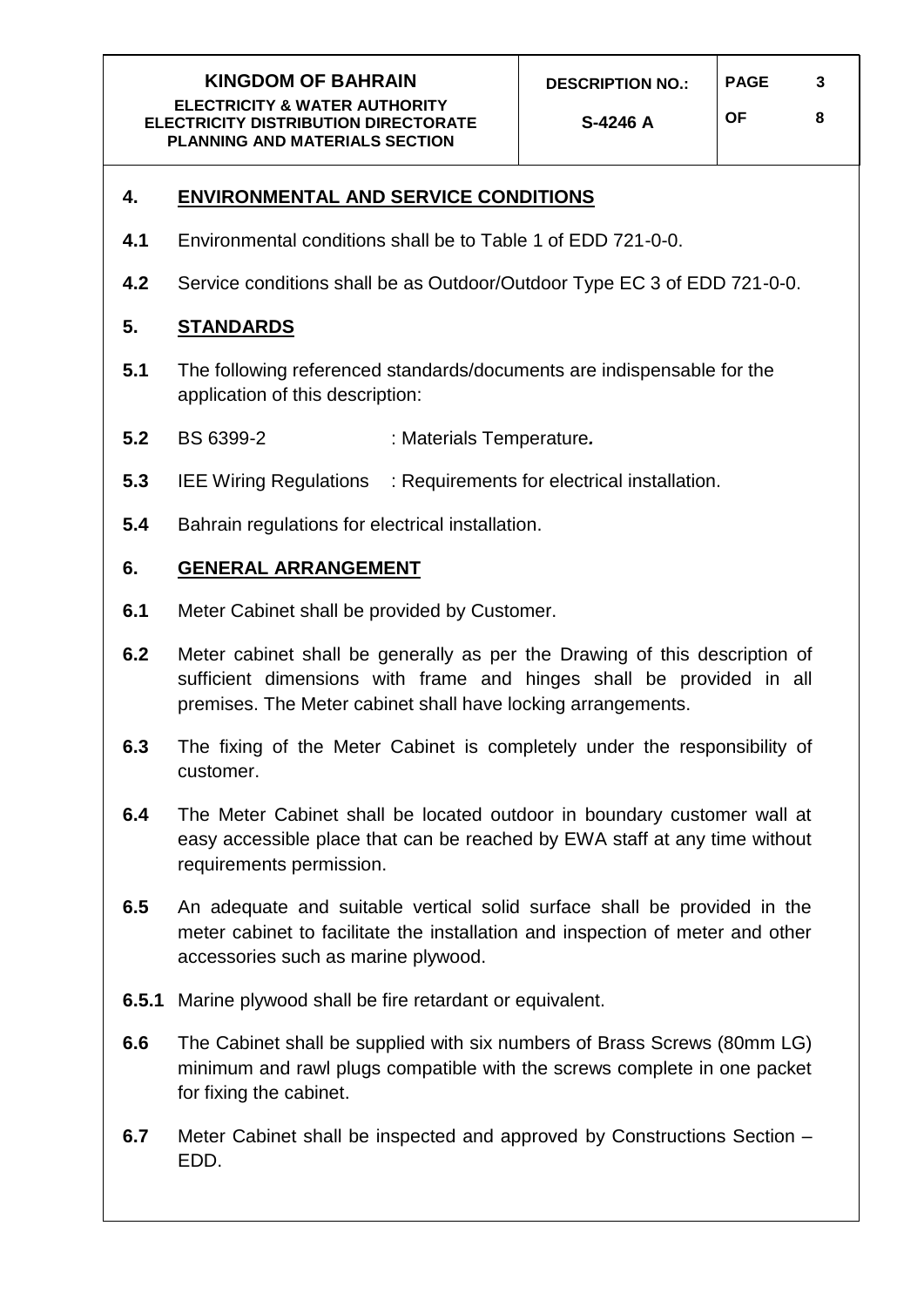## 4. ENVIRONMENTAL AND SERVICE CONDITIONS

**4.1** Environmental conditions shall be to Table 1 of EDD 721-0-0.

**4.2** Service conditions shall be as Outdoor/Outdoor Type EC 3 of EDD 721-0-0.

## 5. STANDARDS

**5.1** The following referenced standards/documents are indispensable for the application of this description:

**5.2** BS 6399-2 : Materials Temperature*.*

**5.3** IEE Wiring Regulations : Requirements for electrical installation.

**5.4** Bahrain regulations for electrical installation.

## 6. GENERAL ARRANGEMENT

**6.1** Meter Cabinet shall be provided by Customer.

**6.2** Meter cabinet shall be generally as per the Drawing of this description of sufficient dimensions with frame and hinges shall be provided in all premises. The Meter cabinet shall have locking arrangements.

**6.3** The fixing of the Meter Cabinet is completely under the responsibility of customer.

**6.4** The Meter Cabinet shall be located outdoor in boundary customer wall at easy accessible place that can be reached by EWA staff at any time without requirements permission.

**6.5** An adequate and suitable vertical solid surface shall be provided in the meter cabinet to facilitate the installation and inspection of meter and other accessories such as marine plywood.

**6.5.1** Marine plywood shall be fire retardant or equivalent.

**6.6** The Cabinet shall be supplied with six numbers of Brass Screws (80mm LG) minimum and rawl plugs compatible with the screws complete in one packet for fixing the cabinet.

**6.7** Meter Cabinet shall be inspected and approved by Constructions Section – EDD.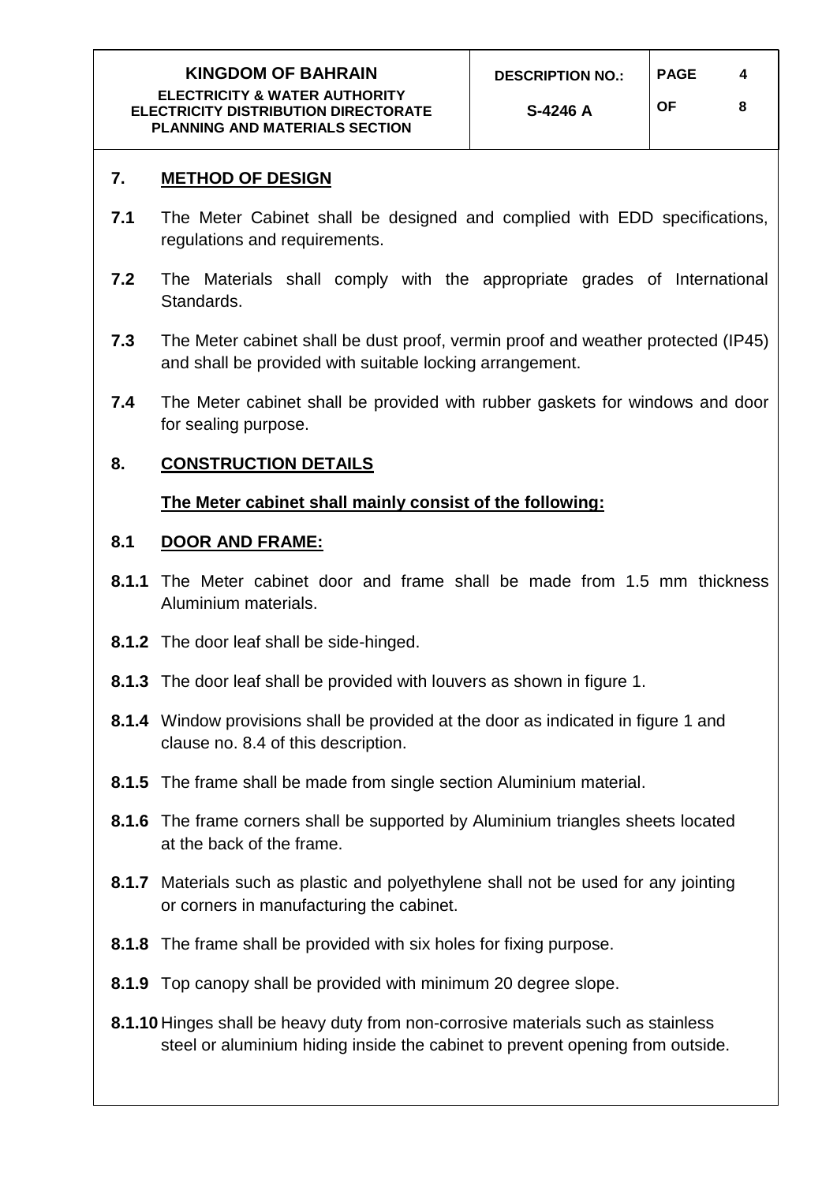## 7. METHOD OF DESIGN

**7.1** The Meter Cabinet shall be designed and complied with EDD specifications, regulations and requirements.

**7.2** The Materials shall comply with the appropriate grades of International Standards.

**7.3** The Meter cabinet shall be dust proof, vermin proof and weather protected (IP45) and shall be provided with suitable locking arrangement.

**7.4** The Meter cabinet shall be provided with rubber gaskets for windows and door for sealing purpose.

## 8. CONSTRUCTION DETAILS

**The Meter cabinet shall mainly consist of the following:**

### 8.1 DOOR AND FRAME:

**8.1.1** The Meter cabinet door and frame shall be made from 1.5 mm thickness Aluminium materials.

**8.1.2** The door leaf shall be side-hinged.

**8.1.3** The door leaf shall be provided with louvers as shown in figure 1.

**8.1.4** Window provisions shall be provided at the door as indicated in figure 1 and clause no. 8.4 of this description.

**8.1.5** The frame shall be made from single section Aluminium material.

**8.1.6** The frame corners shall be supported by Aluminium triangles sheets located at the back of the frame.

**8.1.7** Materials such as plastic and polyethylene shall not be used for any jointing or corners in manufacturing the cabinet.

**8.1.8** The frame shall be provided with six holes for fixing purpose.

**8.1.9** Top canopy shall be provided with minimum 20 degree slope.

**8.1.10** Hinges shall be heavy duty from non-corrosive materials such as stainless steel or aluminium hiding inside the cabinet to prevent opening from outside.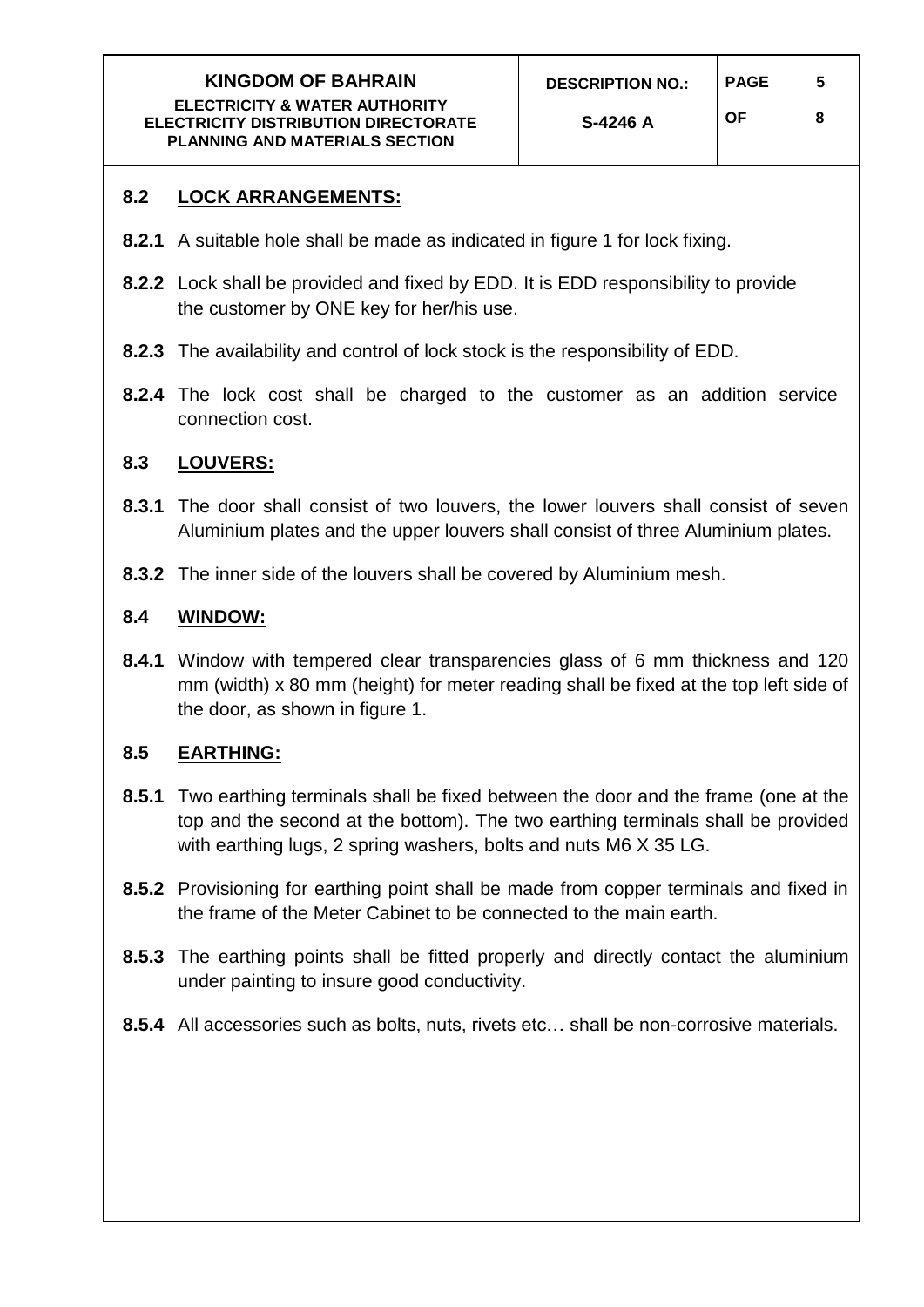## 8.2 LOCK ARRANGEMENTS:

**8.2.1** A suitable hole shall be made as indicated in figure 1 for lock fixing.

**8.2.2** Lock shall be provided and fixed by EDD. It is EDD responsibility to provide the customer by ONE key for her/his use.

**8.2.3** The availability and control of lock stock is the responsibility of EDD.

**8.2.4** The lock cost shall be charged to the customer as an addition service connection cost.

## 8.3 LOUVERS:

**8.3.1** The door shall consist of two louvers, the lower louvers shall consist of seven Aluminium plates and the upper louvers shall consist of three Aluminium plates.

**8.3.2** The inner side of the louvers shall be covered by Aluminium mesh.

## 8.4 WINDOW:

**8.4.1** Window with tempered clear transparencies glass of 6 mm thickness and 120 mm (width) x 80 mm (height) for meter reading shall be fixed at the top left side of the door, as shown in figure 1.

## 8.5 EARTHING:

**8.5.1** Two earthing terminals shall be fixed between the door and the frame (one at the top and the second at the bottom). The two earthing terminals shall be provided with earthing lugs, 2 spring washers, bolts and nuts M6 X 35 LG.

**8.5.2** Provisioning for earthing point shall be made from copper terminals and fixed in the frame of the Meter Cabinet to be connected to the main earth.

**8.5.3** The earthing points shall be fitted properly and directly contact the aluminium under painting to insure good conductivity.

**8.5.4** All accessories such as bolts, nuts, rivets etc… shall be non-corrosive materials.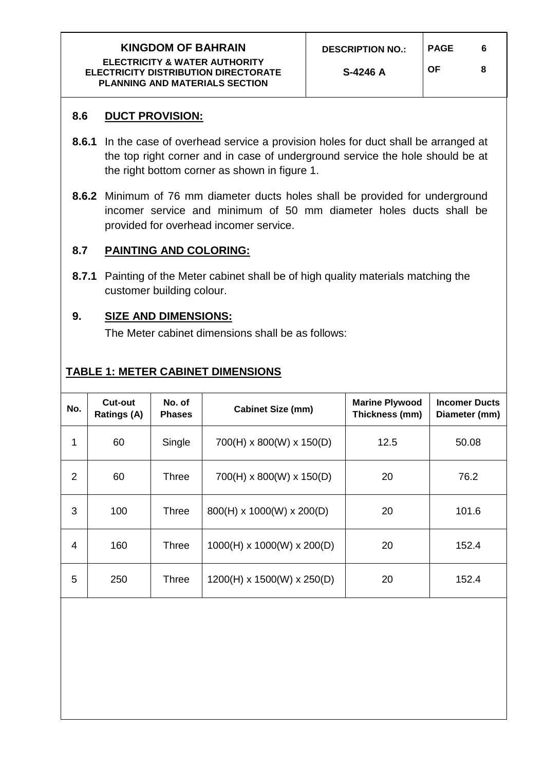## 8.6 DUCT PROVISION:

**8.6.1** In the case of overhead service a provision holes for duct shall be arranged at the top right corner and in case of underground service the hole should be at the right bottom corner as shown in figure 1.

**8.6.2** Minimum of 76 mm diameter ducts holes shall be provided for underground incomer service and minimum of 50 mm diameter holes ducts shall be provided for overhead incomer service.

## 8.7 PAINTING AND COLORING:

**8.7.1** Painting of the Meter cabinet shall be of high quality materials matching the customer building colour.

## 9. SIZE AND DIMENSIONS:

The Meter cabinet dimensions shall be as follows:

**TABLE 1: METER CABINET DIMENSIONS**

| No. | Cut-out Ratings (A) | No. of Phases | Cabinet Size (mm) | Marine Plywood Thickness (mm) | Incomer Ducts Diameter (mm) |
|---|---|---|---|---|---|
| 1 | 60 | Single | 700(H) x 800(W) x 150(D) | 12.5 | 50.08 |
| 2 | 60 | Three | 700(H) x 800(W) x 150(D) | 20 | 76.2 |
| 3 | 100 | Three | 800(H) x 1000(W) x 200(D) | 20 | 101.6 |
| 4 | 160 | Three | 1000(H) x 1000(W) x 200(D) | 20 | 152.4 |
| 5 | 250 | Three | 1200(H) x 1500(W) x 250(D) | 20 | 152.4 |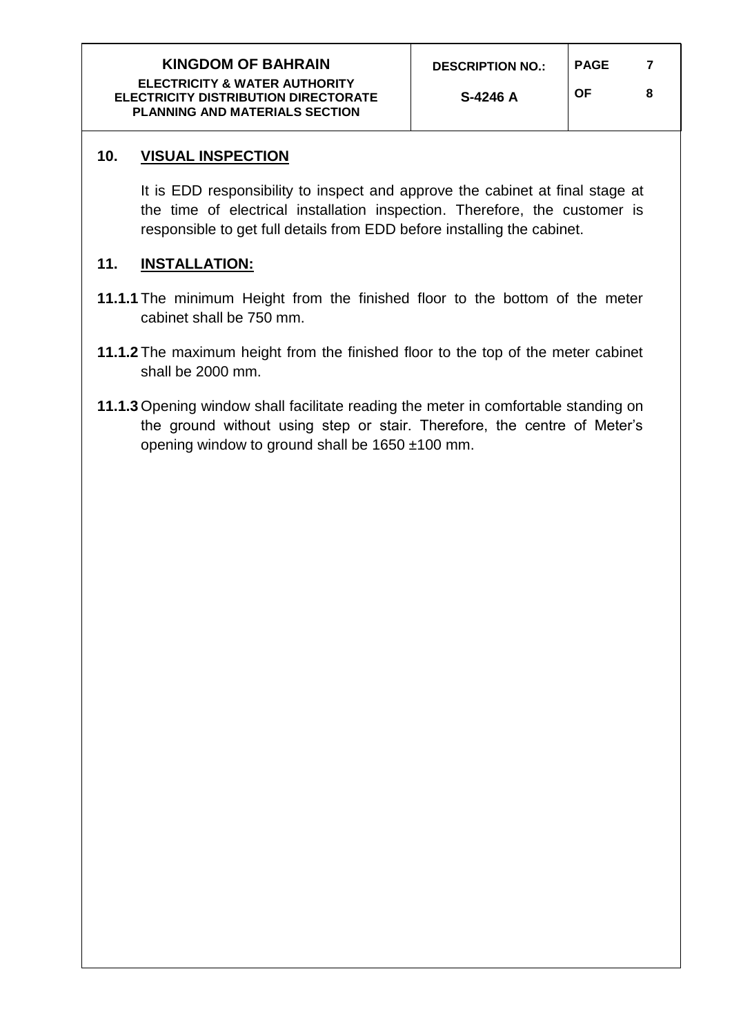## 10. VISUAL INSPECTION

It is EDD responsibility to inspect and approve the cabinet at final stage at the time of electrical installation inspection. Therefore, the customer is responsible to get full details from EDD before installing the cabinet.

## 11. INSTALLATION:

**11.1.1** The minimum Height from the finished floor to the bottom of the meter cabinet shall be 750 mm.

**11.1.2** The maximum height from the finished floor to the top of the meter cabinet shall be 2000 mm.

**11.1.3** Opening window shall facilitate reading the meter in comfortable standing on the ground without using step or stair. Therefore, the centre of Meter's opening window to ground shall be 1650 ±100 mm.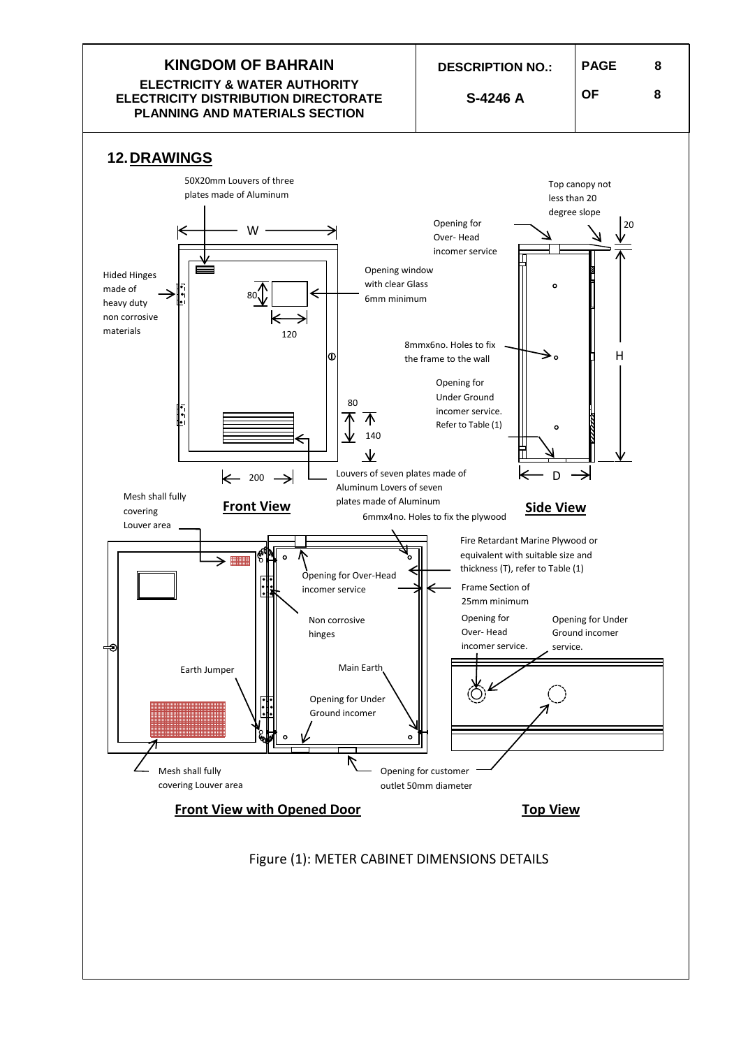## 12. DRAWINGS

50X20mm Louvers of three plates made of Aluminum

W

Hided Hinges made of heavy duty non corrosive materials

80

120

Opening window with clear Glass 6mm minimum

80

140

200

Louvers of seven plates made of Aluminum Lovers of seven plates made of Aluminum

Front View

Top canopy not less than 20 degree slope

Opening for Over- Head incomer service

20

8mmx6no. Holes to fix the frame to the wall

H

Opening for Under Ground incomer service. Refer to Table (1)

D

Side View

Mesh shall fully covering Louver area

6mmx4no. Holes to fix the plywood

Fire Retardant Marine Plywood or equivalent with suitable size and thickness (T), refer to Table (1)

Opening for Over-Head incomer service

Frame Section of 25mm minimum

Non corrosive hinges

Earth Jumper

Main Earth

Opening for Under Ground incomer

Mesh shall fully covering Louver area

Opening for customer outlet 50mm diameter

Front View with Opened Door

Opening for Over- Head incomer service.

Opening for Under Ground incomer service.

Top View

Figure (1): METER CABINET DIMENSIONS DETAILS